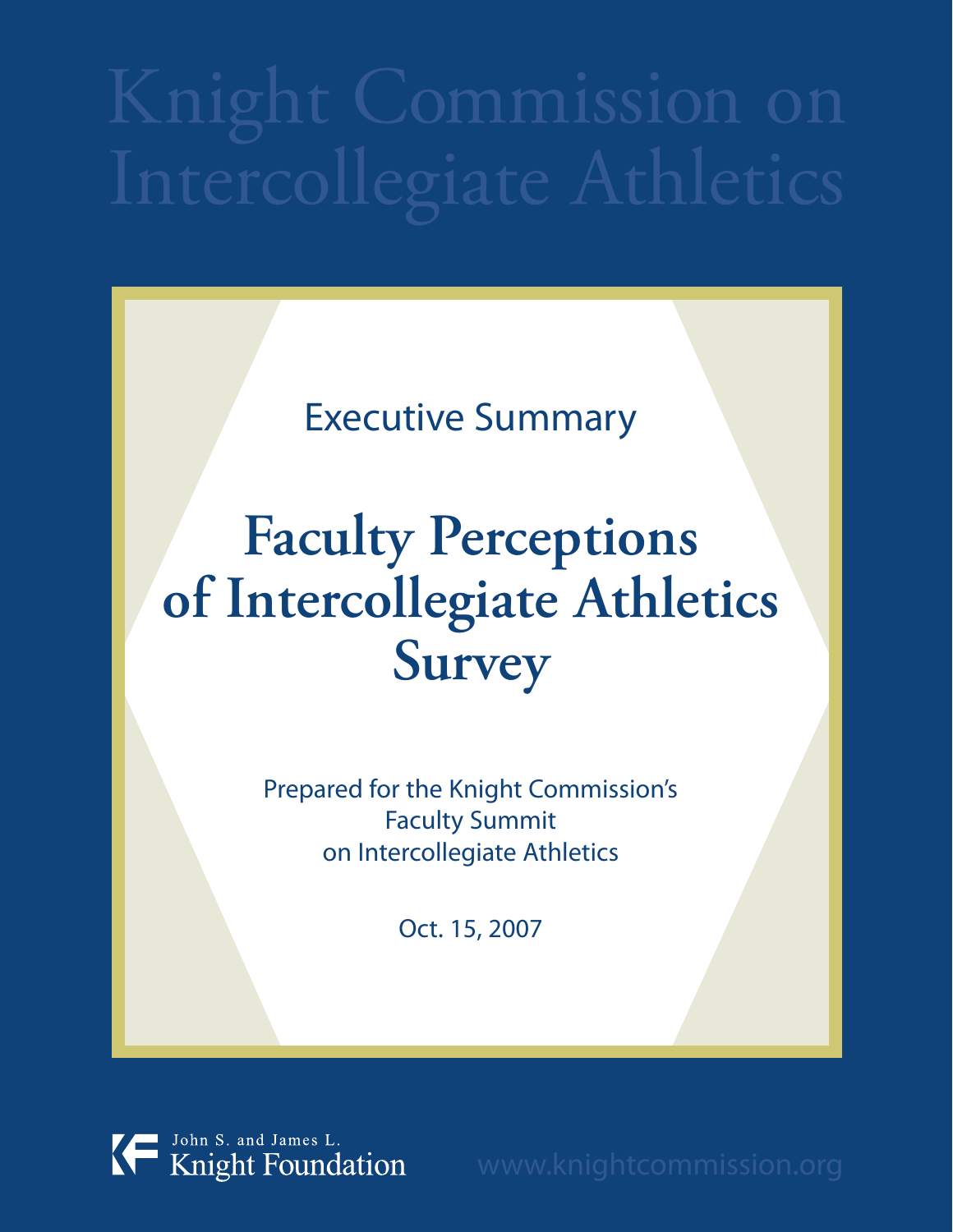# Knight Commission on Intercollegiate Athletics

Executive Summary

# Faculty Perceptions of Intercollegiate Athletics Survey

Prepared for the Knight Commission's Faculty Summit on Intercollegiate Athletics

Oct. 15, 2007

John S. and James L. Knight Foundation

www.knightcommission.org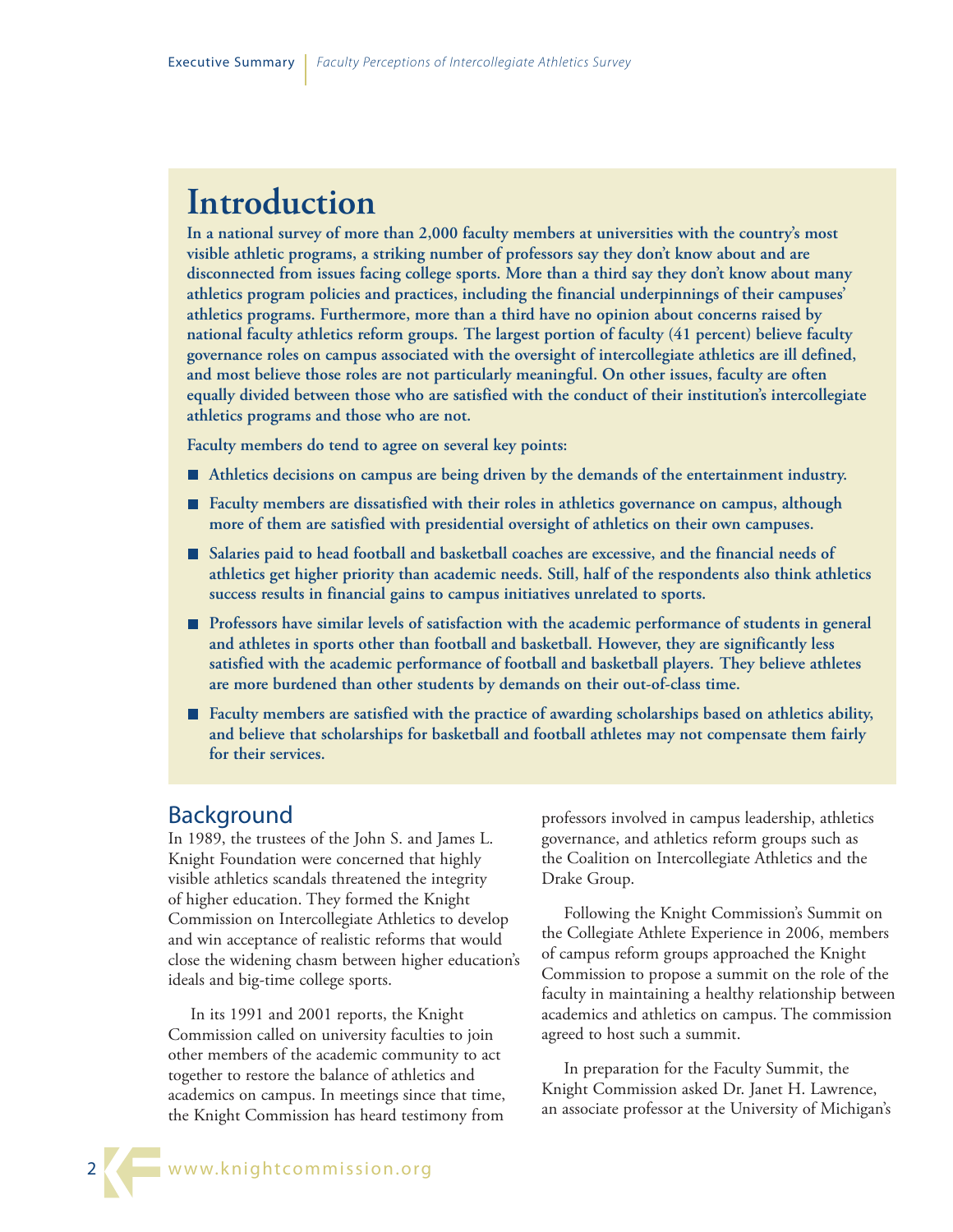# Introduction

**In a national survey of more than 2,000 faculty members at universities with the country's most visible athletic programs, a striking number of professors say they don't know about and are disconnected from issues facing college sports. More than a third say they don't know about many athletics program policies and practices, including the financial underpinnings of their campuses' athletics programs. Furthermore, more than a third have no opinion about concerns raised by national faculty athletics reform groups. The largest portion of faculty (41 percent) believe faculty governance roles on campus associated with the oversight of intercollegiate athletics are ill defined, and most believe those roles are not particularly meaningful. On other issues, faculty are often equally divided between those who are satisfied with the conduct of their institution's intercollegiate athletics programs and those who are not.**

**Faculty members do tend to agree on several key points:**

- **Athletics decisions on campus are being driven by the demands of the entertainment industry.**
- **Faculty members are dissatisfied with their roles in athletics governance on campus, although more of them are satisfied with presidential oversight of athletics on their own campuses.**
- **Salaries paid to head football and basketball coaches are excessive, and the financial needs of athletics get higher priority than academic needs. Still, half of the respondents also think athletics success results in financial gains to campus initiatives unrelated to sports.**
- **Professors have similar levels of satisfaction with the academic performance of students in general and athletes in sports other than football and basketball. However, they are significantly less satisfied with the academic performance of football and basketball players. They believe athletes are more burdened than other students by demands on their out-of-class time.**
- **Faculty members are satisfied with the practice of awarding scholarships based on athletics ability, and believe that scholarships for basketball and football athletes may not compensate them fairly for their services.**

## Background

In 1989, the trustees of the John S. and James L. Knight Foundation were concerned that highly visible athletics scandals threatened the integrity of higher education. They formed the Knight Commission on Intercollegiate Athletics to develop and win acceptance of realistic reforms that would close the widening chasm between higher education's ideals and big-time college sports.

In its 1991 and 2001 reports, the Knight Commission called on university faculties to join other members of the academic community to act together to restore the balance of athletics and academics on campus. In meetings since that time, the Knight Commission has heard testimony from professors involved in campus leadership, athletics governance, and athletics reform groups such as the Coalition on Intercollegiate Athletics and the Drake Group.

Following the Knight Commission's Summit on the Collegiate Athlete Experience in 2006, members of campus reform groups approached the Knight Commission to propose a summit on the role of the faculty in maintaining a healthy relationship between academics and athletics on campus. The commission agreed to host such a summit.

In preparation for the Faculty Summit, the Knight Commission asked Dr. Janet H. Lawrence, an associate professor at the University of Michigan's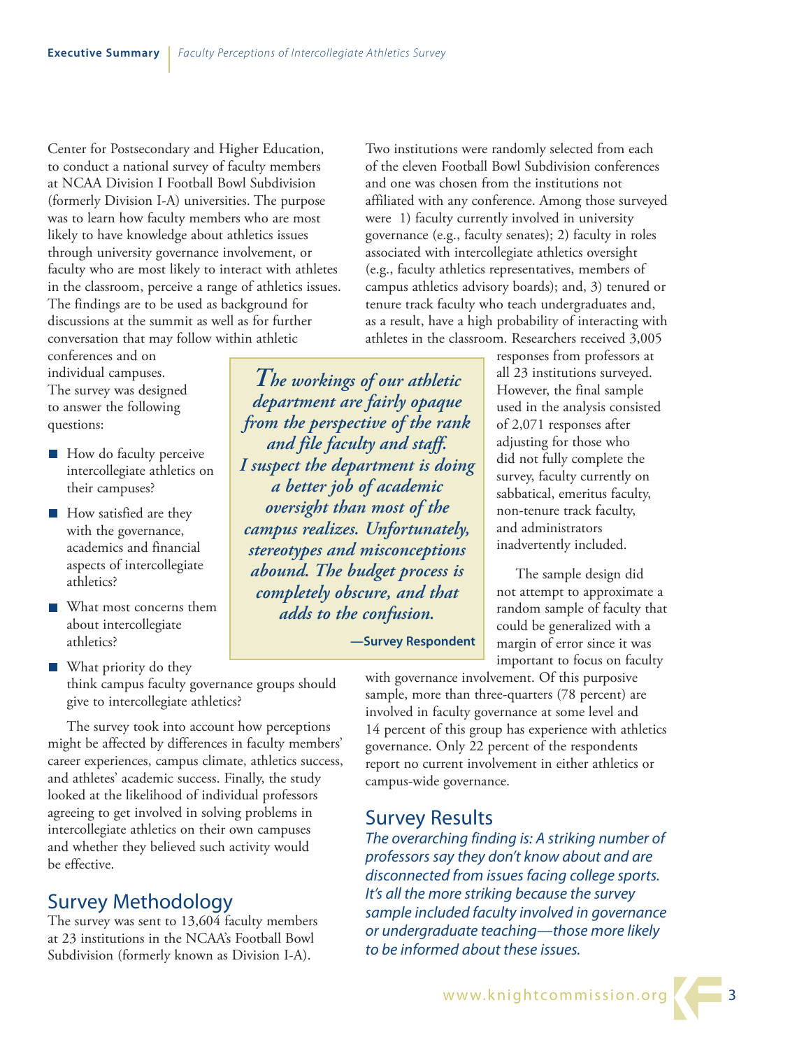Center for Postsecondary and Higher Education, to conduct a national survey of faculty members at NCAA Division I Football Bowl Subdivision (formerly Division I-A) universities. The purpose was to learn how faculty members who are most likely to have knowledge about athletics issues through university governance involvement, or faculty who are most likely to interact with athletes in the classroom, perceive a range of athletics issues. The findings are to be used as background for discussions at the summit as well as for further conversation that may follow within athletic conferences and on individual campuses. The survey was designed to answer the following questions:

- How do faculty perceive intercollegiate athletics on their campuses?
- How satisfied are they with the governance, academics and financial aspects of intercollegiate athletics?
- What most concerns them about intercollegiate athletics?
- What priority do they think campus faculty governance groups should give to intercollegiate athletics?

The survey took into account how perceptions might be affected by differences in faculty members' career experiences, campus climate, athletics success, and athletes' academic success. Finally, the study looked at the likelihood of individual professors agreeing to get involved in solving problems in intercollegiate athletics on their own campuses and whether they believed such activity would be effective.

## Survey Methodology

The survey was sent to 13,604 faculty members at 23 institutions in the NCAA's Football Bowl Subdivision (formerly known as Division I-A).

Two institutions were randomly selected from each of the eleven Football Bowl Subdivision conferences and one was chosen from the institutions not affiliated with any conference. Among those surveyed were 1) faculty currently involved in university governance (e.g., faculty senates); 2) faculty in roles associated with intercollegiate athletics oversight (e.g., faculty athletics representatives, members of campus athletics advisory boards); and, 3) tenured or tenure track faculty who teach undergraduates and, as a result, have a high probability of interacting with athletes in the classroom. Researchers received 3,005 responses from professors at all 23 institutions surveyed. However, the final sample used in the analysis consisted of 2,071 responses after adjusting for those who did not fully complete the survey, faculty currently on sabbatical, emeritus faculty, non-tenure track faculty, and administrators inadvertently included.

> ***The workings of our athletic department are fairly opaque from the perspective of the rank and file faculty and staff. I suspect the department is doing a better job of academic oversight than most of the campus realizes. Unfortunately, stereotypes and misconceptions abound. The budget process is completely obscure, and that adds to the confusion.***
>
> **—Survey Respondent**

The sample design did not attempt to approximate a random sample of faculty that could be generalized with a margin of error since it was important to focus on faculty with governance involvement. Of this purposive sample, more than three-quarters (78 percent) are involved in faculty governance at some level and 14 percent of this group has experience with athletics governance. Only 22 percent of the respondents report no current involvement in either athletics or campus-wide governance.

## Survey Results

*The overarching finding is: A striking number of professors say they don't know about and are disconnected from issues facing college sports. It's all the more striking because the survey sample included faculty involved in governance or undergraduate teaching—those more likely to be informed about these issues.*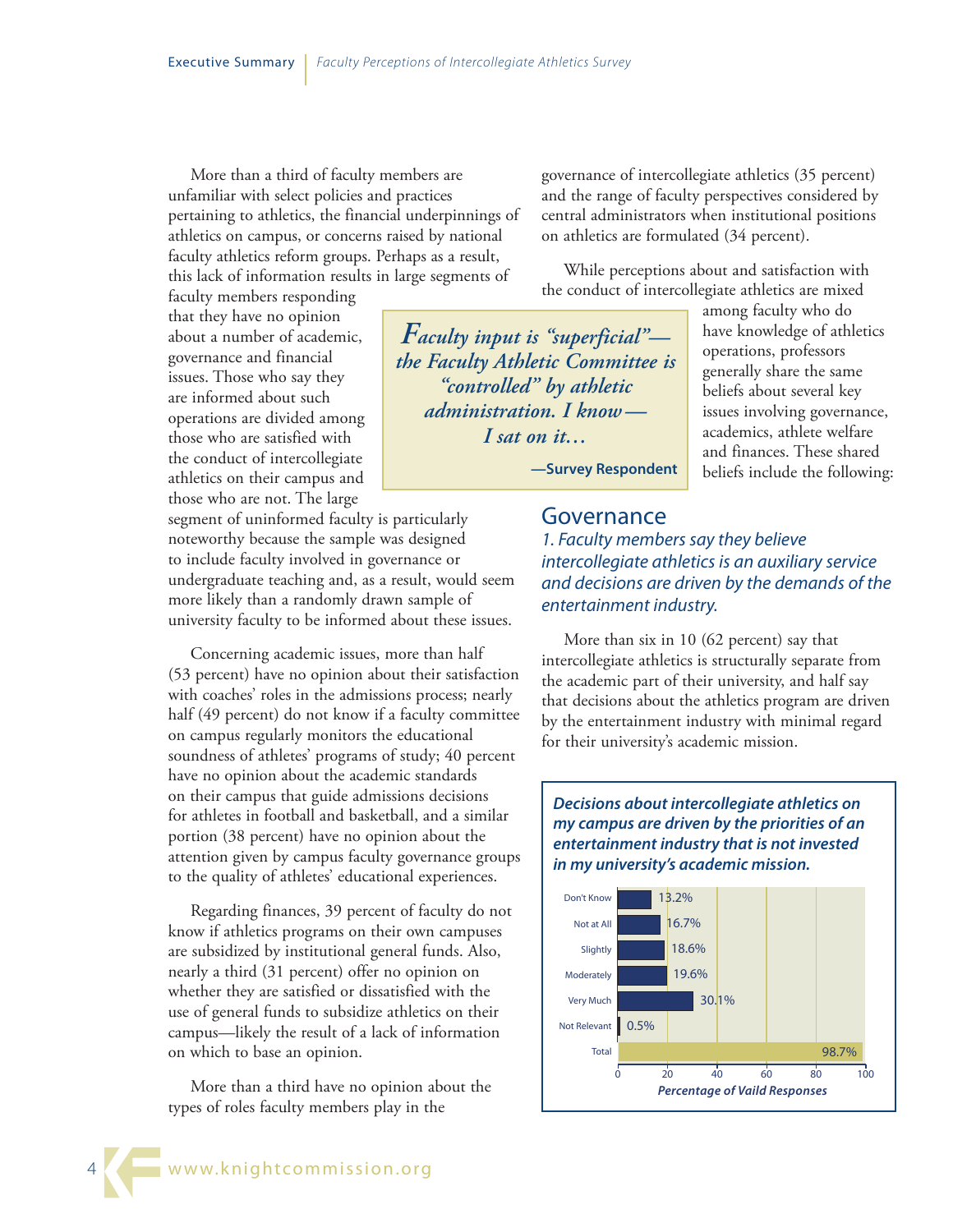More than a third of faculty members are unfamiliar with select policies and practices pertaining to athletics, the financial underpinnings of athletics on campus, or concerns raised by national faculty athletics reform groups. Perhaps as a result, this lack of information results in large segments of faculty members responding that they have no opinion about a number of academic, governance and financial issues. Those who say they are informed about such operations are divided among those who are satisfied with the conduct of intercollegiate athletics on their campus and those who are not. The large segment of uninformed faculty is particularly noteworthy because the sample was designed to include faculty involved in governance or undergraduate teaching and, as a result, would seem more likely than a randomly drawn sample of university faculty to be informed about these issues.

Concerning academic issues, more than half (53 percent) have no opinion about their satisfaction with coaches' roles in the admissions process; nearly half (49 percent) do not know if a faculty committee on campus regularly monitors the educational soundness of athletes' programs of study; 40 percent have no opinion about the academic standards on their campus that guide admissions decisions for athletes in football and basketball, and a similar portion (38 percent) have no opinion about the attention given by campus faculty governance groups to the quality of athletes' educational experiences.

Regarding finances, 39 percent of faculty do not know if athletics programs on their own campuses are subsidized by institutional general funds. Also, nearly a third (31 percent) offer no opinion on whether they are satisfied or dissatisfied with the use of general funds to subsidize athletics on their campus—likely the result of a lack of information on which to base an opinion.

More than a third have no opinion about the types of roles faculty members play in the governance of intercollegiate athletics (35 percent) and the range of faculty perspectives considered by central administrators when institutional positions on athletics are formulated (34 percent).

> ***Faculty input is "superficial"—the Faculty Athletic Committee is "controlled" by athletic administration. I know—I sat on it…***
>
> **—Survey Respondent**

While perceptions about and satisfaction with the conduct of intercollegiate athletics are mixed among faculty who do have knowledge of athletics operations, professors generally share the same beliefs about several key issues involving governance, academics, athlete welfare and finances. These shared beliefs include the following:

## Governance

*1. Faculty members say they believe intercollegiate athletics is an auxiliary service and decisions are driven by the demands of the entertainment industry.*

More than six in 10 (62 percent) say that intercollegiate athletics is structurally separate from the academic part of their university, and half say that decisions about the athletics program are driven by the entertainment industry with minimal regard for their university's academic mission.

***Decisions about intercollegiate athletics on my campus are driven by the priorities of an entertainment industry that is not invested in my university's academic mission.***

| Response | Percentage of Vaild Responses |
|---|---|
| Don't Know | 13.2% |
| Not at All | 16.7% |
| Slightly | 18.6% |
| Moderately | 19.6% |
| Very Much | 30.1% |
| Not Relevant | 0.5% |
| Total | 98.7% |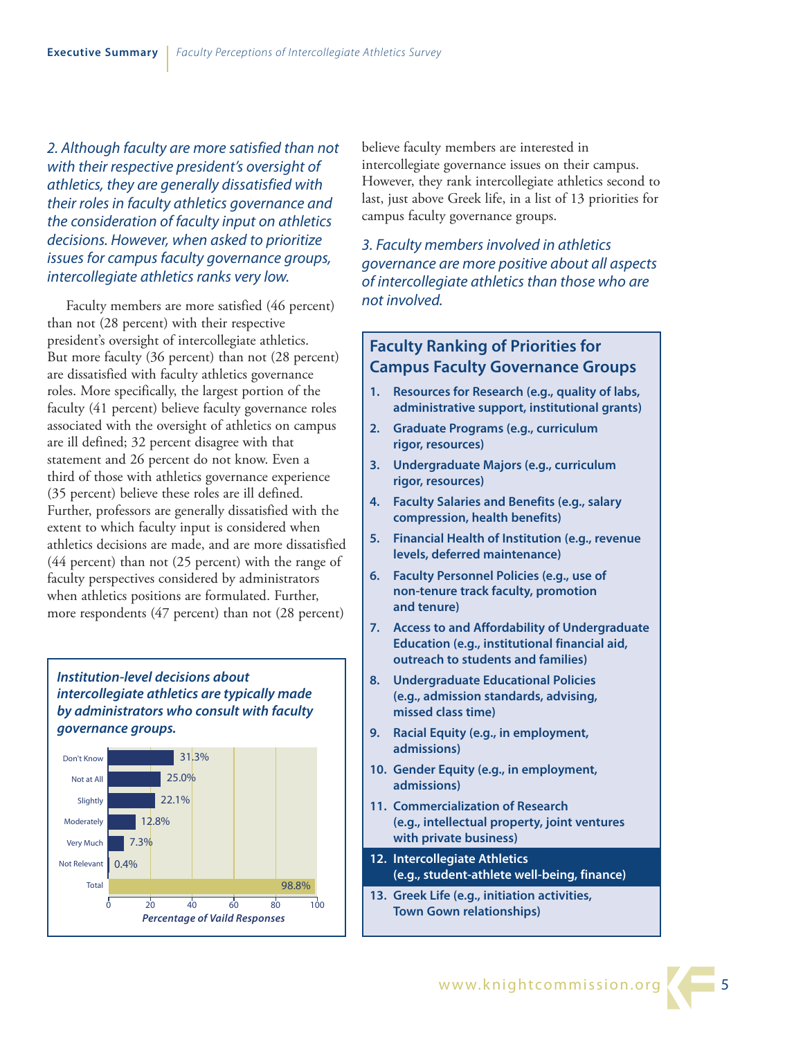*2. Although faculty are more satisfied than not with their respective president's oversight of athletics, they are generally dissatisfied with their roles in faculty athletics governance and the consideration of faculty input on athletics decisions. However, when asked to prioritize issues for campus faculty governance groups, intercollegiate athletics ranks very low.*

Faculty members are more satisfied (46 percent) than not (28 percent) with their respective president's oversight of intercollegiate athletics. But more faculty (36 percent) than not (28 percent) are dissatisfied with faculty athletics governance roles. More specifically, the largest portion of the faculty (41 percent) believe faculty governance roles associated with the oversight of athletics on campus are ill defined; 32 percent disagree with that statement and 26 percent do not know. Even a third of those with athletics governance experience (35 percent) believe these roles are ill defined. Further, professors are generally dissatisfied with the extent to which faculty input is considered when athletics decisions are made, and are more dissatisfied (44 percent) than not (25 percent) with the range of faculty perspectives considered by administrators when athletics positions are formulated. Further, more respondents (47 percent) than not (28 percent) believe faculty members are interested in intercollegiate governance issues on their campus. However, they rank intercollegiate athletics second to last, just above Greek life, in a list of 13 priorities for campus faculty governance groups.

*3. Faculty members involved in athletics governance are more positive about all aspects of intercollegiate athletics than those who are not involved.*

***Institution-level decisions about intercollegiate athletics are typically made by administrators who consult with faculty governance groups.***

| Response | Percentage of Vaild Responses |
|---|---|
| Don't Know | 31.3% |
| Not at All | 25.0% |
| Slightly | 22.1% |
| Moderately | 12.8% |
| Very Much | 7.3% |
| Not Relevant | 0.4% |
| Total | 98.8% |

## Faculty Ranking of Priorities for Campus Faculty Governance Groups

1. **Resources for Research (e.g., quality of labs, administrative support, institutional grants)**
2. **Graduate Programs (e.g., curriculum rigor, resources)**
3. **Undergraduate Majors (e.g., curriculum rigor, resources)**
4. **Faculty Salaries and Benefits (e.g., salary compression, health benefits)**
5. **Financial Health of Institution (e.g., revenue levels, deferred maintenance)**
6. **Faculty Personnel Policies (e.g., use of non-tenure track faculty, promotion and tenure)**
7. **Access to and Affordability of Undergraduate Education (e.g., institutional financial aid, outreach to students and families)**
8. **Undergraduate Educational Policies (e.g., admission standards, advising, missed class time)**
9. **Racial Equity (e.g., in employment, admissions)**
10. **Gender Equity (e.g., in employment, admissions)**
11. **Commercialization of Research (e.g., intellectual property, joint ventures with private business)**
12. **Intercollegiate Athletics (e.g., student-athlete well-being, finance)**
13. **Greek Life (e.g., initiation activities, Town Gown relationships)**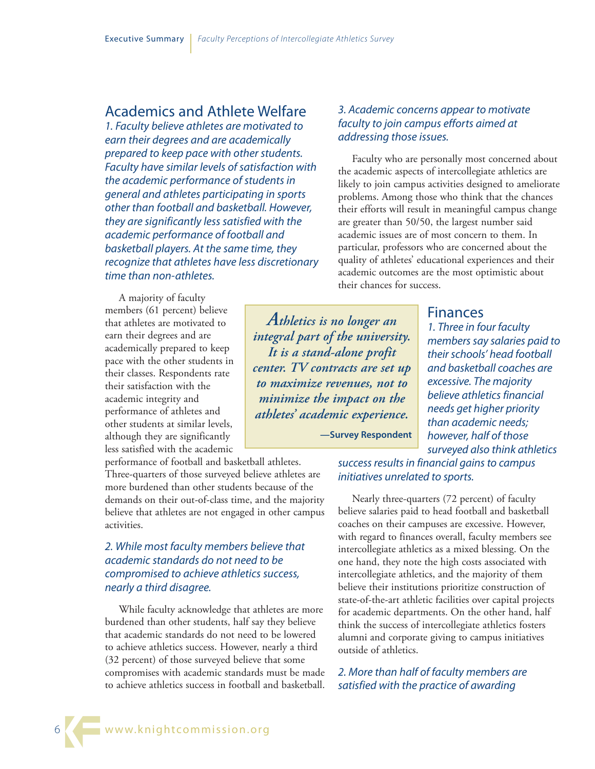## Academics and Athlete Welfare

*1. Faculty believe athletes are motivated to earn their degrees and are academically prepared to keep pace with other students. Faculty have similar levels of satisfaction with the academic performance of students in general and athletes participating in sports other than football and basketball. However, they are significantly less satisfied with the academic performance of football and basketball players. At the same time, they recognize that athletes have less discretionary time than non-athletes.*

A majority of faculty members (61 percent) believe that athletes are motivated to earn their degrees and are academically prepared to keep pace with the other students in their classes. Respondents rate their satisfaction with the academic integrity and performance of athletes and other students at similar levels, although they are significantly less satisfied with the academic performance of football and basketball athletes. Three-quarters of those surveyed believe athletes are more burdened than other students because of the demands on their out-of-class time, and the majority believe that athletes are not engaged in other campus activities.

> ***Athletics is no longer an integral part of the university. It is a stand-alone profit center. TV contracts are set up to maximize revenues, not to minimize the impact on the athletes' academic experience.***
>
> **—Survey Respondent**

*2. While most faculty members believe that academic standards do not need to be compromised to achieve athletics success, nearly a third disagree.*

While faculty acknowledge that athletes are more burdened than other students, half say they believe that academic standards do not need to be lowered to achieve athletics success. However, nearly a third (32 percent) of those surveyed believe that some compromises with academic standards must be made to achieve athletics success in football and basketball.

*3. Academic concerns appear to motivate faculty to join campus efforts aimed at addressing those issues.*

Faculty who are personally most concerned about the academic aspects of intercollegiate athletics are likely to join campus activities designed to ameliorate problems. Among those who think that the chances their efforts will result in meaningful campus change are greater than 50/50, the largest number said academic issues are of most concern to them. In particular, professors who are concerned about the quality of athletes' educational experiences and their academic outcomes are the most optimistic about their chances for success.

## Finances

*1. Three in four faculty members say salaries paid to their schools' head football and basketball coaches are excessive. The majority believe athletics financial needs get higher priority than academic needs; however, half of those surveyed also think athletics success results in financial gains to campus initiatives unrelated to sports.*

Nearly three-quarters (72 percent) of faculty believe salaries paid to head football and basketball coaches on their campuses are excessive. However, with regard to finances overall, faculty members see intercollegiate athletics as a mixed blessing. On the one hand, they note the high costs associated with intercollegiate athletics, and the majority of them believe their institutions prioritize construction of state-of-the-art athletic facilities over capital projects for academic departments. On the other hand, half think the success of intercollegiate athletics fosters alumni and corporate giving to campus initiatives outside of athletics.

*2. More than half of faculty members are satisfied with the practice of awarding*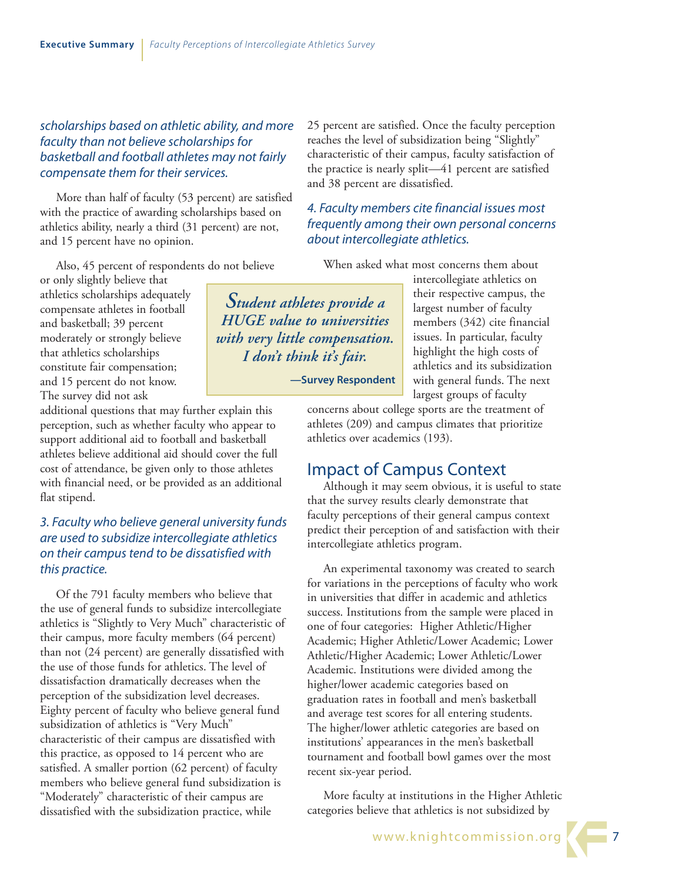*scholarships based on athletic ability, and more faculty than not believe scholarships for basketball and football athletes may not fairly compensate them for their services.*

More than half of faculty (53 percent) are satisfied with the practice of awarding scholarships based on athletics ability, nearly a third (31 percent) are not, and 15 percent have no opinion.

Also, 45 percent of respondents do not believe or only slightly believe that athletics scholarships adequately compensate athletes in football and basketball; 39 percent moderately or strongly believe that athletics scholarships constitute fair compensation; and 15 percent do not know. The survey did not ask additional questions that may further explain this perception, such as whether faculty who appear to support additional aid to football and basketball athletes believe additional aid should cover the full cost of attendance, be given only to those athletes with financial need, or be provided as an additional flat stipend.

> *Student athletes provide a HUGE value to universities with very little compensation. I don't think it's fair.*
>
> **—Survey Respondent**

### *3. Faculty who believe general university funds are used to subsidize intercollegiate athletics on their campus tend to be dissatisfied with this practice.*

Of the 791 faculty members who believe that the use of general funds to subsidize intercollegiate athletics is "Slightly to Very Much" characteristic of their campus, more faculty members (64 percent) than not (24 percent) are generally dissatisfied with the use of those funds for athletics. The level of dissatisfaction dramatically decreases when the perception of the subsidization level decreases. Eighty percent of faculty who believe general fund subsidization of athletics is "Very Much" characteristic of their campus are dissatisfied with this practice, as opposed to 14 percent who are satisfied. A smaller portion (62 percent) of faculty members who believe general fund subsidization is "Moderately" characteristic of their campus are dissatisfied with the subsidization practice, while 25 percent are satisfied. Once the faculty perception reaches the level of subsidization being "Slightly" characteristic of their campus, faculty satisfaction of the practice is nearly split—41 percent are satisfied and 38 percent are dissatisfied.

### *4. Faculty members cite financial issues most frequently among their own personal concerns about intercollegiate athletics.*

When asked what most concerns them about intercollegiate athletics on their respective campus, the largest number of faculty members (342) cite financial issues. In particular, faculty highlight the high costs of athletics and its subsidization with general funds. The next largest groups of faculty concerns about college sports are the treatment of athletes (209) and campus climates that prioritize athletics over academics (193).

## Impact of Campus Context

Although it may seem obvious, it is useful to state that the survey results clearly demonstrate that faculty perceptions of their general campus context predict their perception of and satisfaction with their intercollegiate athletics program.

An experimental taxonomy was created to search for variations in the perceptions of faculty who work in universities that differ in academic and athletics success. Institutions from the sample were placed in one of four categories: Higher Athletic/Higher Academic; Higher Athletic/Lower Academic; Lower Athletic/Higher Academic; Lower Athletic/Lower Academic. Institutions were divided among the higher/lower academic categories based on graduation rates in football and men's basketball and average test scores for all entering students. The higher/lower athletic categories are based on institutions' appearances in the men's basketball tournament and football bowl games over the most recent six-year period.

More faculty at institutions in the Higher Athletic categories believe that athletics is not subsidized by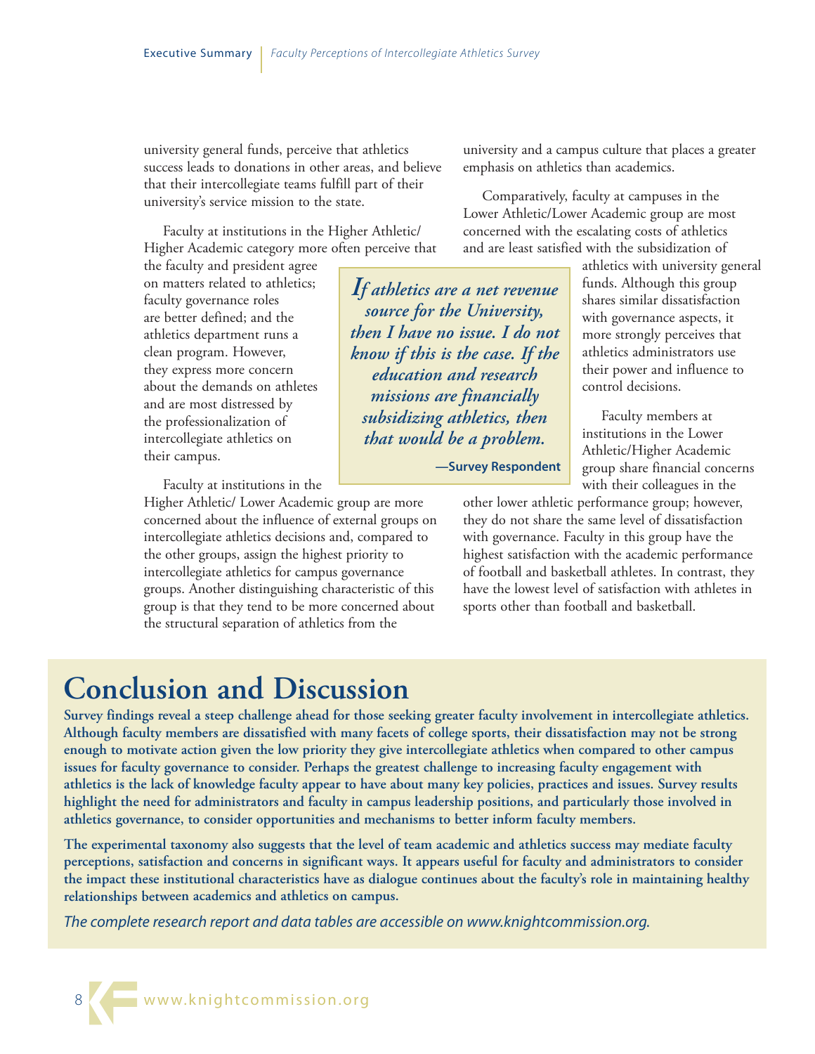university general funds, perceive that athletics success leads to donations in other areas, and believe that their intercollegiate teams fulfill part of their university's service mission to the state.

Faculty at institutions in the Higher Athletic/Higher Academic category more often perceive that the faculty and president agree on matters related to athletics; faculty governance roles are better defined; and the athletics department runs a clean program. However, they express more concern about the demands on athletes and are most distressed by the professionalization of intercollegiate athletics on their campus.

Faculty at institutions in the Higher Athletic/ Lower Academic group are more concerned about the influence of external groups on intercollegiate athletics decisions and, compared to the other groups, assign the highest priority to intercollegiate athletics for campus governance groups. Another distinguishing characteristic of this group is that they tend to be more concerned about the structural separation of athletics from the university and a campus culture that places a greater emphasis on athletics than academics.

> *If athletics are a net revenue source for the University, then I have no issue. I do not know if this is the case. If the education and research missions are financially subsidizing athletics, then that would be a problem.*
>
> **—Survey Respondent**

Comparatively, faculty at campuses in the Lower Athletic/Lower Academic group are most concerned with the escalating costs of athletics and are least satisfied with the subsidization of athletics with university general funds. Although this group shares similar dissatisfaction with governance aspects, it more strongly perceives that athletics administrators use their power and influence to control decisions.

Faculty members at institutions in the Lower Athletic/Higher Academic group share financial concerns with their colleagues in the other lower athletic performance group; however, they do not share the same level of dissatisfaction with governance. Faculty in this group have the highest satisfaction with the academic performance of football and basketball athletes. In contrast, they have the lowest level of satisfaction with athletes in sports other than football and basketball.

# Conclusion and Discussion

**Survey findings reveal a steep challenge ahead for those seeking greater faculty involvement in intercollegiate athletics. Although faculty members are dissatisfied with many facets of college sports, their dissatisfaction may not be strong enough to motivate action given the low priority they give intercollegiate athletics when compared to other campus issues for faculty governance to consider. Perhaps the greatest challenge to increasing faculty engagement with athletics is the lack of knowledge faculty appear to have about many key policies, practices and issues. Survey results highlight the need for administrators and faculty in campus leadership positions, and particularly those involved in athletics governance, to consider opportunities and mechanisms to better inform faculty members.**

**The experimental taxonomy also suggests that the level of team academic and athletics success may mediate faculty perceptions, satisfaction and concerns in significant ways. It appears useful for faculty and administrators to consider the impact these institutional characteristics have as dialogue continues about the faculty's role in maintaining healthy relationships between academics and athletics on campus.**

*The complete research report and data tables are accessible on www.knightcommission.org.*